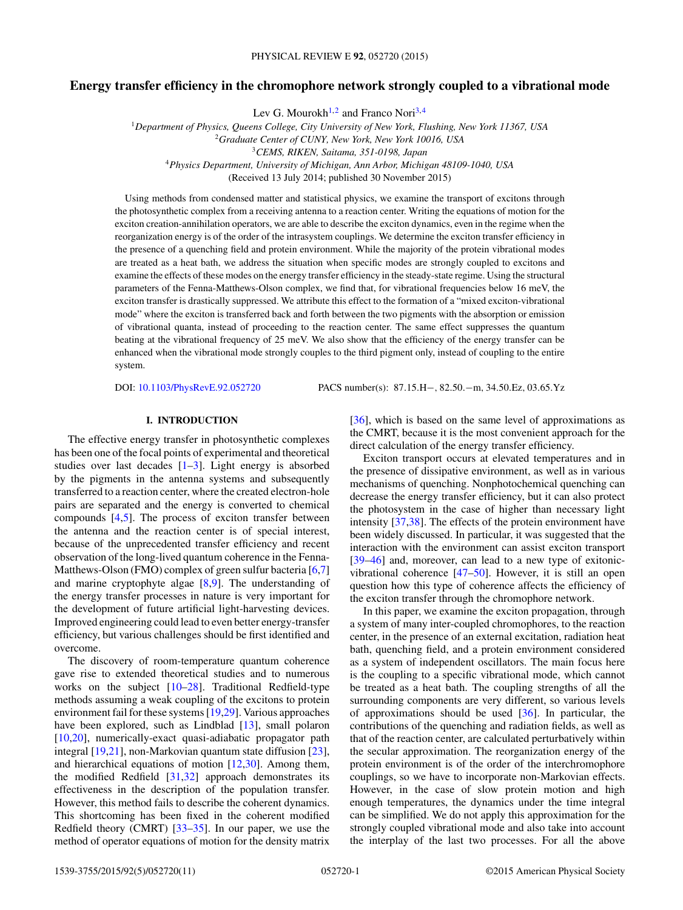# Energy transfer efficiency in the chromophore network strongly coupled to a vibrational mode

Lev G. Mourokh[1,2] and Franco Nori[3,4]

[1]*Department of Physics, Queens College, City University of New York, Flushing, New York 11367, USA*
[2]*Graduate Center of CUNY, New York, New York 10016, USA*
[3]*CEMS, RIKEN, Saitama, 351-0198, Japan*
[4]*Physics Department, University of Michigan, Ann Arbor, Michigan 48109-1040, USA*

(Received 13 July 2014; published 30 November 2015)

Using methods from condensed matter and statistical physics, we examine the transport of excitons through the photosynthetic complex from a receiving antenna to a reaction center. Writing the equations of motion for the exciton creation-annihilation operators, we are able to describe the exciton dynamics, even in the regime when the reorganization energy is of the order of the intrasystem couplings. We determine the exciton transfer efficiency in the presence of a quenching field and protein environment. While the majority of the protein vibrational modes are treated as a heat bath, we address the situation when specific modes are strongly coupled to excitons and examine the effects of these modes on the energy transfer efficiency in the steady-state regime. Using the structural parameters of the Fenna-Matthews-Olson complex, we find that, for vibrational frequencies below 16 meV, the exciton transfer is drastically suppressed. We attribute this effect to the formation of a "mixed exciton-vibrational mode" where the exciton is transferred back and forth between the two pigments with the absorption or emission of vibrational quanta, instead of proceeding to the reaction center. The same effect suppresses the quantum beating at the vibrational frequency of 25 meV. We also show that the efficiency of the energy transfer can be enhanced when the vibrational mode strongly couples to the third pigment only, instead of coupling to the entire system.

DOI: 10.1103/PhysRevE.92.052720 PACS number(s): 87.15.H−, 82.50.−m, 34.50.Ez, 03.65.Yz

## I. INTRODUCTION

The effective energy transfer in photosynthetic complexes has been one of the focal points of experimental and theoretical studies over last decades [1–3]. Light energy is absorbed by the pigments in the antenna systems and subsequently transferred to a reaction center, where the created electron-hole pairs are separated and the energy is converted to chemical compounds [4,5]. The process of exciton transfer between the antenna and the reaction center is of special interest, because of the unprecedented transfer efficiency and recent observation of the long-lived quantum coherence in the Fenna-Matthews-Olson (FMO) complex of green sulfur bacteria [6,7] and marine cryptophyte algae [8,9]. The understanding of the energy transfer processes in nature is very important for the development of future artificial light-harvesting devices. Improved engineering could lead to even better energy-transfer efficiency, but various challenges should be first identified and overcome.

The discovery of room-temperature quantum coherence gave rise to extended theoretical studies and to numerous works on the subject [10–28]. Traditional Redfield-type methods assuming a weak coupling of the excitons to protein environment fail for these systems [19,29]. Various approaches have been explored, such as Lindblad [13], small polaron [10,20], numerically-exact quasi-adiabatic propagator path integral [19,21], non-Markovian quantum state diffusion [23], and hierarchical equations of motion [12,30]. Among them, the modified Redfield [31,32] approach demonstrates its effectiveness in the description of the population transfer. However, this method fails to describe the coherent dynamics. This shortcoming has been fixed in the coherent modified Redfield theory (CMRT) [33–35]. In our paper, we use the method of operator equations of motion for the density matrix [36], which is based on the same level of approximations as the CMRT, because it is the most convenient approach for the direct calculation of the energy transfer efficiency.

Exciton transport occurs at elevated temperatures and in the presence of dissipative environment, as well as in various mechanisms of quenching. Nonphotochemical quenching can decrease the energy transfer efficiency, but it can also protect the photosystem in the case of higher than necessary light intensity [37,38]. The effects of the protein environment have been widely discussed. In particular, it was suggested that the interaction with the environment can assist exciton transport [39–46] and, moreover, can lead to a new type of exitonic-vibrational coherence [47–50]. However, it is still an open question how this type of coherence affects the efficiency of the exciton transfer through the chromophore network.

In this paper, we examine the exciton propagation, through a system of many inter-coupled chromophores, to the reaction center, in the presence of an external excitation, radiation heat bath, quenching field, and a protein environment considered as a system of independent oscillators. The main focus here is the coupling to a specific vibrational mode, which cannot be treated as a heat bath. The coupling strengths of all the surrounding components are very different, so various levels of approximations should be used [36]. In particular, the contributions of the quenching and radiation fields, as well as that of the reaction center, are calculated perturbatively within the secular approximation. The reorganization energy of the protein environment is of the order of the interchromophore couplings, so we have to incorporate non-Markovian effects. However, in the case of slow protein motion and high enough temperatures, the dynamics under the time integral can be simplified. We do not apply this approximation for the strongly coupled vibrational mode and also take into account the interplay of the last two processes. For all the above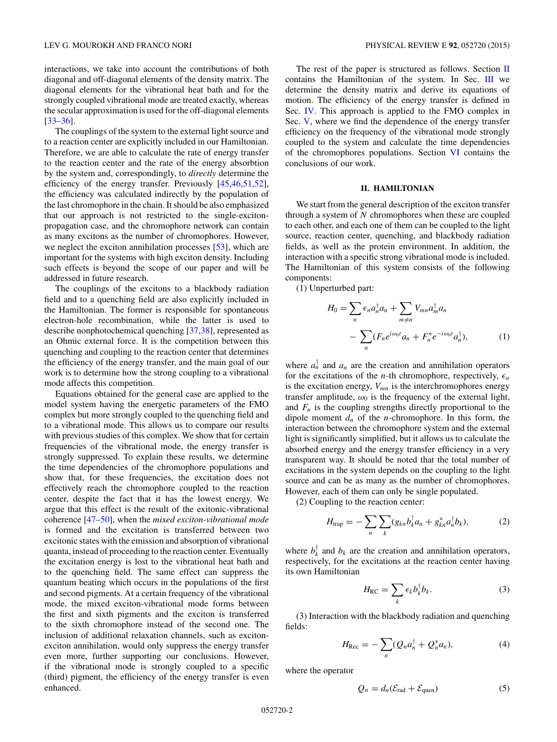interactions, we take into account the contributions of both diagonal and off-diagonal elements of the density matrix. The diagonal elements for the vibrational heat bath and for the strongly coupled vibrational mode are treated exactly, whereas the secular approximation is used for the off-diagonal elements [33–36].

The couplings of the system to the external light source and to a reaction center are explicitly included in our Hamiltonian. Therefore, we are able to calculate the rate of energy transfer to the reaction center and the rate of the energy absorbtion by the system and, correspondingly, to *directly* determine the efficiency of the energy transfer. Previously [45,46,51,52], the efficiency was calculated indirectly by the population of the last chromophore in the chain. It should be also emphasized that our approach is not restricted to the single-exciton-propagation case, and the chromophore network can contain as many excitons as the number of chromophores. However, we neglect the exciton annihilation processes [53], which are important for the systems with high exciton density. Including such effects is beyond the scope of our paper and will be addressed in future research.

The couplings of the excitons to a blackbody radiation field and to a quenching field are also explicitly included in the Hamiltonian. The former is responsible for spontaneous electron-hole recombination, while the latter is used to describe nonphotochemical quenching [37,38], represented as an Ohmic external force. It is the competition between this quenching and coupling to the reaction center that determines the efficiency of the energy transfer, and the main goal of our work is to determine how the strong coupling to a vibrational mode affects this competition.

Equations obtained for the general case are applied to the model system having the energetic parameters of the FMO complex but more strongly coupled to the quenching field and to a vibrational mode. This allows us to compare our results with previous studies of this complex. We show that for certain frequencies of the vibrational mode, the energy transfer is strongly suppressed. To explain these results, we determine the time dependencies of the chromophore populations and show that, for these frequencies, the excitation does not effectively reach the chromophore coupled to the reaction center, despite the fact that it has the lowest energy. We argue that this effect is the result of the exitonic-vibrational coherence [47–50], when the *mixed exciton-vibrational mode* is formed and the excitation is transferred between two excitonic states with the emission and absorption of vibrational quanta, instead of proceeding to the reaction center. Eventually the excitation energy is lost to the vibrational heat bath and to the quenching field. The same effect can suppress the quantum beating which occurs in the populations of the first and second pigments. At a certain frequency of the vibrational mode, the mixed exciton-vibrational mode forms between the first and sixth pigments and the exciton is transferred to the sixth chromophore instead of the second one. The inclusion of additional relaxation channels, such as exciton-exciton annihilation, would only suppress the energy transfer even more, further supporting our conclusions. However, if the vibrational mode is strongly coupled to a specific (third) pigment, the efficiency of the energy transfer is even enhanced.

The rest of the paper is structured as follows. Section II contains the Hamiltonian of the system. In Sec. III we determine the density matrix and derive its equations of motion. The efficiency of the energy transfer is defined in Sec. IV. This approach is applied to the FMO complex in Sec. V, where we find the dependence of the energy transfer efficiency on the frequency of the vibrational mode strongly coupled to the system and calculate the time dependencies of the chromophores populations. Section VI contains the conclusions of our work.

## II. HAMILTONIAN

We start from the general description of the exciton transfer through a system of $N$ chromophores when these are coupled to each other, and each one of them can be coupled to the light source, reaction center, quenching, and blackbody radiation fields, as well as the protein environment. In addition, the interaction with a specific strong vibrational mode is included. The Hamiltonian of this system consists of the following components:

(1) Unperturbed part:

$$H_0 = \sum_n \epsilon_n a_n^\dagger a_n + \sum_{m \neq n} V_{mn} a_m^\dagger a_n - \sum_n (F_n e^{i\omega_0 t} a_n + F_n^* e^{-i\omega_0 t} a_n^\dagger), \tag{1}$$

where $a_n^\dagger$ and $a_n$ are the creation and annihilation operators for the excitations of the $n$-th chromophore, respectively, $\epsilon_n$ is the excitation energy, $V_{mn}$ is the interchromophores energy transfer amplitude, $\omega_0$ is the frequency of the external light, and $F_n$ is the coupling strengths directly proportional to the dipole moment $d_n$ of the $n$-chromophore. In this form, the interaction between the chromophore system and the external light is significantly simplified, but it allows us to calculate the absorbed energy and the energy transfer efficiency in a very transparent way. It should be noted that the total number of excitations in the system depends on the coupling to the light source and can be as many as the number of chromophores. However, each of them can only be single populated.

(2) Coupling to the reaction center:

$$H_{\text{trap}} = -\sum_n \sum_k (g_{kn} b_k^\dagger a_n + g_{kn}^* a_n^\dagger b_k), \tag{2}$$

where $b_k^\dagger$ and $b_k$ are the creation and annihilation operators, respectively, for the excitations at the reaction center having its own Hamiltonian

$$H_{\text{RC}} = \sum_k \epsilon_k b_k^\dagger b_k. \tag{3}$$

(3) Interaction with the blackbody radiation and quenching fields:

$$H_{\text{Rec}} = -\sum_n (Q_n a_n^\dagger + Q_n^* a_n), \tag{4}$$

where the operator

$$Q_n = d_n(\mathcal{E}_{\text{rad}} + \mathcal{E}_{\text{quen}}) \tag{5}$$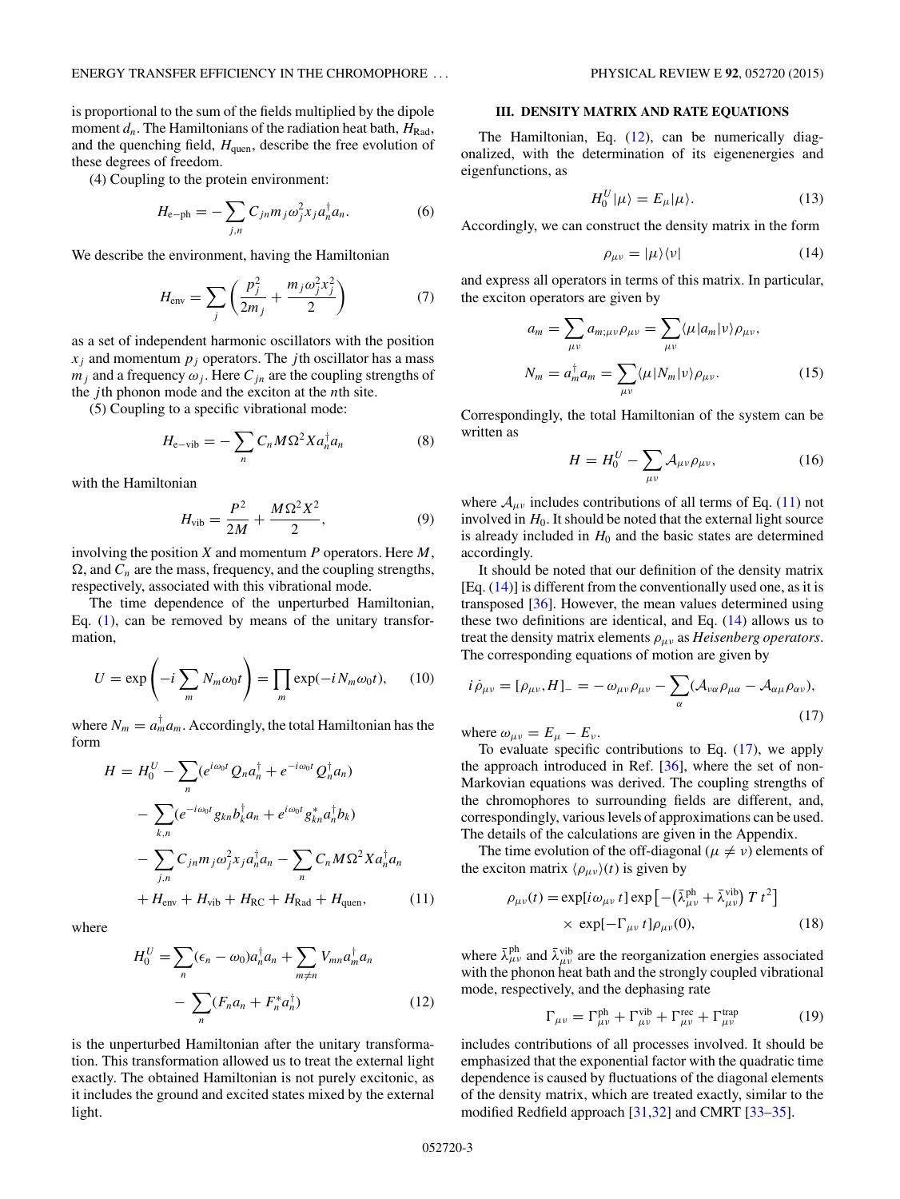is proportional to the sum of the fields multiplied by the dipole moment $d_n$. The Hamiltonians of the radiation heat bath, $H_{\rm Rad}$, and the quenching field, $H_{\rm quen}$, describe the free evolution of these degrees of freedom.

(4) Coupling to the protein environment:

$$H_{\rm e-ph} = -\sum_{j,n} C_{jn} m_j \omega_j^2 x_j a_n^\dagger a_n. \tag{6}$$

We describe the environment, having the Hamiltonian

$$H_{\rm env} = \sum_j \left( \frac{p_j^2}{2m_j} + \frac{m_j \omega_j^2 x_j^2}{2} \right) \tag{7}$$

as a set of independent harmonic oscillators with the position $x_j$ and momentum $p_j$ operators. The $j$th oscillator has a mass $m_j$ and a frequency $\omega_j$. Here $C_{jn}$ are the coupling strengths of the $j$th phonon mode and the exciton at the $n$th site.

(5) Coupling to a specific vibrational mode:

$$H_{\rm e-vib} = -\sum_n C_n M \Omega^2 X a_n^\dagger a_n \tag{8}$$

with the Hamiltonian

$$H_{\rm vib} = \frac{P^2}{2M} + \frac{M\Omega^2 X^2}{2}, \tag{9}$$

involving the position $X$ and momentum $P$ operators. Here $M$, $\Omega$, and $C_n$ are the mass, frequency, and the coupling strengths, respectively, associated with this vibrational mode.

The time dependence of the unperturbed Hamiltonian, Eq. (1), can be removed by means of the unitary transformation,

$$U = \exp\left(-i \sum_m N_m \omega_0 t\right) = \prod_m \exp(-i N_m \omega_0 t), \tag{10}$$

where $N_m = a_m^\dagger a_m$. Accordingly, the total Hamiltonian has the form

$$\begin{aligned} H = H_0^U &- \sum_n (e^{i\omega_0 t} Q_n a_n^\dagger + e^{-i\omega_0 t} Q_n^\dagger a_n) \\ &- \sum_{k,n} (e^{-i\omega_0 t} g_{kn} b_k^\dagger a_n + e^{i\omega_0 t} g_{kn}^* a_n^\dagger b_k) \\ &- \sum_{j,n} C_{jn} m_j \omega_j^2 x_j a_n^\dagger a_n - \sum_n C_n M\Omega^2 X a_n^\dagger a_n \\ &+ H_{\rm env} + H_{\rm vib} + H_{\rm RC} + H_{\rm Rad} + H_{\rm quen}, \end{aligned} \tag{11}$$

where

$$\begin{aligned} H_0^U = &\sum_n (\epsilon_n - \omega_0) a_n^\dagger a_n + \sum_{m \neq n} V_{mn} a_m^\dagger a_n \\ &- \sum_n (F_n a_n + F_n^* a_n^\dagger) \end{aligned} \tag{12}$$

is the unperturbed Hamiltonian after the unitary transformation. This transformation allowed us to treat the external light exactly. The obtained Hamiltonian is not purely excitonic, as it includes the ground and excited states mixed by the external light.

## III. DENSITY MATRIX AND RATE EQUATIONS

The Hamiltonian, Eq. (12), can be numerically diagonalized, with the determination of its eigenenergies and eigenfunctions, as

$$H_0^U |\mu\rangle = E_\mu |\mu\rangle. \tag{13}$$

Accordingly, we can construct the density matrix in the form

$$\rho_{\mu\nu} = |\mu\rangle\langle\nu| \tag{14}$$

and express all operators in terms of this matrix. In particular, the exciton operators are given by

$$\begin{aligned} a_m &= \sum_{\mu\nu} a_{m;\mu\nu} \rho_{\mu\nu} = \sum_{\mu\nu} \langle\mu|a_m|\nu\rangle \rho_{\mu\nu}, \\ N_m &= a_m^\dagger a_m = \sum_{\mu\nu} \langle\mu|N_m|\nu\rangle \rho_{\mu\nu}. \end{aligned} \tag{15}$$

Correspondingly, the total Hamiltonian of the system can be written as

$$H = H_0^U - \sum_{\mu\nu} \mathcal{A}_{\mu\nu} \rho_{\mu\nu}, \tag{16}$$

where $\mathcal{A}_{\mu\nu}$ includes contributions of all terms of Eq. (11) not involved in $H_0$. It should be noted that the external light source is already included in $H_0$ and the basic states are determined accordingly.

It should be noted that our definition of the density matrix [Eq. (14)] is different from the conventionally used one, as it is transposed [36]. However, the mean values determined using these two definitions are identical, and Eq. (14) allows us to treat the density matrix elements $\rho_{\mu\nu}$ as *Heisenberg operators*. The corresponding equations of motion are given by

$$i\dot{\rho}_{\mu\nu} = [\rho_{\mu\nu}, H]_- = -\omega_{\mu\nu}\rho_{\mu\nu} - \sum_\alpha (\mathcal{A}_{\nu\alpha}\rho_{\mu\alpha} - \mathcal{A}_{\alpha\mu}\rho_{\alpha\nu}), \tag{17}$$

where $\omega_{\mu\nu} = E_\mu - E_\nu$.

To evaluate specific contributions to Eq. (17), we apply the approach introduced in Ref. [36], where the set of non-Markovian equations was derived. The coupling strengths of the chromophores to surrounding fields are different, and, correspondingly, various levels of approximations can be used. The details of the calculations are given in the Appendix.

The time evolution of the off-diagonal ($\mu \neq \nu$) elements of the exciton matrix $\langle \rho_{\mu\nu}\rangle(t)$ is given by

$$\begin{aligned} \rho_{\mu\nu}(t) = &\exp[i\omega_{\mu\nu} t] \exp\left[-\left(\bar{\lambda}_{\mu\nu}^{\rm ph} + \bar{\lambda}_{\mu\nu}^{\rm vib}\right) T\, t^2\right] \\ &\times \exp[-\Gamma_{\mu\nu} t] \rho_{\mu\nu}(0), \end{aligned} \tag{18}$$

where $\bar{\lambda}_{\mu\nu}^{\rm ph}$ and $\bar{\lambda}_{\mu\nu}^{\rm vib}$ are the reorganization energies associated with the phonon heat bath and the strongly coupled vibrational mode, respectively, and the dephasing rate

$$\Gamma_{\mu\nu} = \Gamma_{\mu\nu}^{\rm ph} + \Gamma_{\mu\nu}^{\rm vib} + \Gamma_{\mu\nu}^{\rm rec} + \Gamma_{\mu\nu}^{\rm trap} \tag{19}$$

includes contributions of all processes involved. It should be emphasized that the exponential factor with the quadratic time dependence is caused by fluctuations of the diagonal elements of the density matrix, which are treated exactly, similar to the modified Redfield approach [31,32] and CMRT [33–35].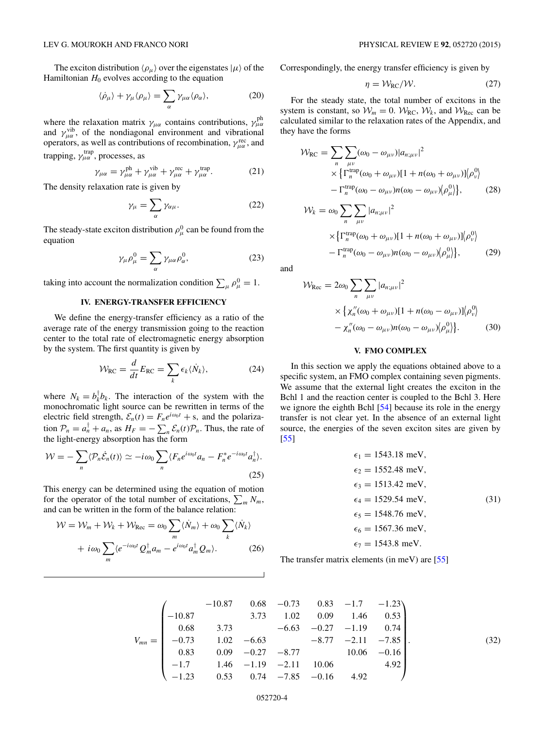The exciton distribution $\langle\rho_\mu\rangle$ over the eigenstates $|\mu\rangle$ of the Hamiltonian $H_0$ evolves according to the equation

$$\langle\dot{\rho}_\mu\rangle + \gamma_\mu\langle\rho_\mu\rangle = \sum_\alpha \gamma_{\mu\alpha}\langle\rho_\alpha\rangle, \tag{20}$$

where the relaxation matrix $\gamma_{\mu\alpha}$ contains contributions, $\gamma_{\mu\alpha}^{\text{ph}}$ and $\gamma_{\mu\alpha}^{\text{vib}}$, of the nondiagonal environment and vibrational operators, as well as contributions of recombination, $\gamma_{\mu\alpha}^{\text{rec}}$, and trapping, $\gamma_{\mu\alpha}^{\text{trap}}$, processes, as

$$\gamma_{\mu\alpha} = \gamma_{\mu\alpha}^{\text{ph}} + \gamma_{\mu\alpha}^{\text{vib}} + \gamma_{\mu\alpha}^{\text{rec}} + \gamma_{\mu\alpha}^{\text{trap}}. \tag{21}$$

The density relaxation rate is given by

$$\gamma_\mu = \sum_\alpha \gamma_{\alpha\mu}. \tag{22}$$

The steady-state exciton distribution $\rho_\mu^0$ can be found from the equation

$$\gamma_\mu\rho_\mu^0 = \sum_\alpha \gamma_{\mu\alpha}\rho_\alpha^0, \tag{23}$$

taking into account the normalization condition $\sum_\mu \rho_\mu^0 = 1$.

## IV. ENERGY-TRANSFER EFFICIENCY

We define the energy-transfer efficiency as a ratio of the average rate of the energy transmission going to the reaction center to the total rate of electromagnetic energy absorption by the system. The first quantity is given by

$$\mathcal{W}_{\text{RC}} = \frac{d}{dt}E_{\text{RC}} = \sum_k \epsilon_k\langle\dot{N}_k\rangle, \tag{24}$$

where $N_k = b_k^\dagger b_k$. The interaction of the system with the monochromatic light source can be rewritten in terms of the electric field strength, $\mathcal{E}_n(t) = F_n e^{i\omega_0 t} + \text{s}$, and the polarization $\mathcal{P}_n = a_n^\dagger + a_n$, as $H_F = -\sum_n \mathcal{E}_n(t)\mathcal{P}_n$. Thus, the rate of the light-energy absorption has the form

$$\mathcal{W} = -\sum_n\langle\mathcal{P}_n\dot{\mathcal{E}}_n(t)\rangle \simeq -i\omega_0\sum_n\langle F_n e^{i\omega_0 t}a_n - F_n^* e^{-i\omega_0 t}a_n^\dagger\rangle. \tag{25}$$

This energy can be determined using the equation of motion for the operator of the total number of excitations, $\sum_m N_m$, and can be written in the form of the balance relation:

$$\mathcal{W} = \mathcal{W}_m + \mathcal{W}_k + \mathcal{W}_{\text{Rec}} = \omega_0\sum_m\langle\dot{N}_m\rangle + \omega_0\sum_k\langle\dot{N}_k\rangle + i\omega_0\sum_m\langle e^{-i\omega_0 t}Q_m^\dagger a_m - e^{i\omega_0 t}a_m^\dagger Q_m\rangle. \tag{26}$$

Correspondingly, the energy transfer efficiency is given by

$$\eta = \mathcal{W}_{\text{RC}}/\mathcal{W}. \tag{27}$$

For the steady state, the total number of excitons in the system is constant, so $\mathcal{W}_m = 0$. $\mathcal{W}_{\text{RC}}$, $\mathcal{W}_k$, and $\mathcal{W}_{\text{Rec}}$ can be calculated similar to the relaxation rates of the Appendix, and they have the forms

$$\begin{aligned}
\mathcal{W}_{\text{RC}} = \sum_n\sum_{\mu\nu}&(\omega_0 - \omega_{\mu\nu})|a_{n;\mu\nu}|^2 \\
&\times\big\{\Gamma_n^{\text{trap}}(\omega_0+\omega_{\mu\nu})[1+n(\omega_0+\omega_{\mu\nu})]\langle\rho_\nu^0\rangle \\
&- \Gamma_n^{\text{trap}}(\omega_0-\omega_{\mu\nu})n(\omega_0-\omega_{\mu\nu})\langle\rho_\mu^0\rangle\big\},
\end{aligned} \tag{28}$$

$$\begin{aligned}
\mathcal{W}_k = \omega_0\sum_n\sum_{\mu\nu}&|a_{n;\mu\nu}|^2 \\
&\times\big\{\Gamma_n^{\text{trap}}(\omega_0+\omega_{\mu\nu})[1+n(\omega_0+\omega_{\mu\nu})]\langle\rho_\nu^0\rangle \\
&- \Gamma_n^{\text{trap}}(\omega_0-\omega_{\mu\nu})n(\omega_0-\omega_{\mu\nu})\langle\rho_\mu^0\rangle\big\},
\end{aligned} \tag{29}$$

and

$$\begin{aligned}
\mathcal{W}_{\text{Rec}} = 2\omega_0\sum_n\sum_{\mu\nu}&|a_{n;\mu\nu}|^2 \\
&\times\big\{\chi_n''(\omega_0+\omega_{\mu\nu})[1+n(\omega_0-\omega_{\mu\nu})]\langle\rho_\nu^0\rangle \\
&- \chi_n''(\omega_0-\omega_{\mu\nu})n(\omega_0-\omega_{\mu\nu})\langle\rho_\mu^0\rangle\big\}.
\end{aligned} \tag{30}$$

## V. FMO COMPLEX

In this section we apply the equations obtained above to a specific system, an FMO complex containing seven pigments. We assume that the external light creates the exciton in the Bchl 1 and the reaction center is coupled to the Bchl 3. Here we ignore the eighth Bchl [54] because its role in the energy transfer is not clear yet. In the absence of an external light source, the energies of the seven exciton sites are given by [55]

$$\begin{aligned}
\epsilon_1 &= 1543.18\ \text{meV}, \\
\epsilon_2 &= 1552.48\ \text{meV}, \\
\epsilon_3 &= 1513.42\ \text{meV}, \\
\epsilon_4 &= 1529.54\ \text{meV}, \\
\epsilon_5 &= 1548.76\ \text{meV}, \\
\epsilon_6 &= 1567.36\ \text{meV}, \\
\epsilon_7 &= 1543.8\ \text{meV}.
\end{aligned} \tag{31}$$

The transfer matrix elements (in meV) are [55]

$$V_{mn} = \begin{pmatrix}
 & -10.87 & 0.68 & -0.73 & 0.83 & -1.7 & -1.23 \\
-10.87 & & 3.73 & 1.02 & 0.09 & 1.46 & 0.53 \\
0.68 & 3.73 & & -6.63 & -0.27 & -1.19 & 0.74 \\
-0.73 & 1.02 & -6.63 & & -8.77 & -2.11 & -7.85 \\
0.83 & 0.09 & -0.27 & -8.77 & & 10.06 & -0.16 \\
-1.7 & 1.46 & -1.19 & -2.11 & 10.06 & & 4.92 \\
-1.23 & 0.53 & 0.74 & -7.85 & -0.16 & 4.92 &
\end{pmatrix}. \tag{32}$$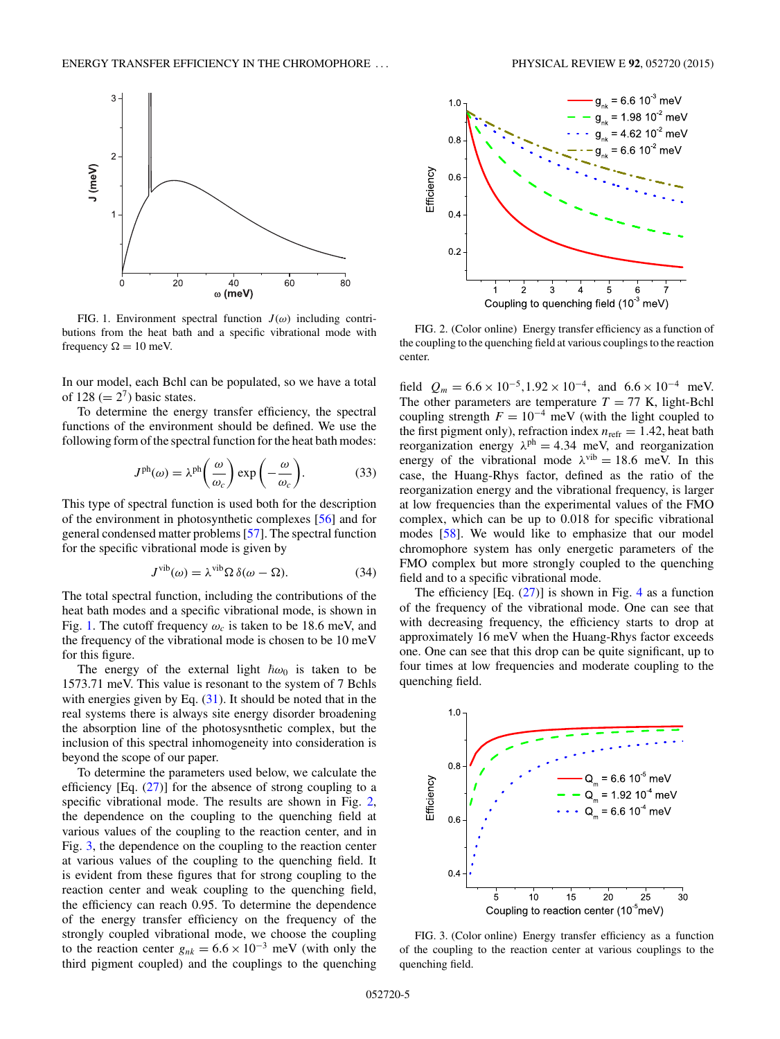FIG. 1. Environment spectral function $J(\omega)$ including contributions from the heat bath and a specific vibrational mode with frequency $\Omega = 10$ meV.

In our model, each Bchl can be populated, so we have a total of 128 ($= 2^7$) basic states.

To determine the energy transfer efficiency, the spectral functions of the environment should be defined. We use the following form of the spectral function for the heat bath modes:

$$J^{\rm ph}(\omega) = \lambda^{\rm ph}\left(\frac{\omega}{\omega_c}\right)\exp\left(-\frac{\omega}{\omega_c}\right). \tag{33}$$

This type of spectral function is used both for the description of the environment in photosynthetic complexes [56] and for general condensed matter problems [57]. The spectral function for the specific vibrational mode is given by

$$J^{\rm vib}(\omega) = \lambda^{\rm vib}\Omega\,\delta(\omega - \Omega). \tag{34}$$

The total spectral function, including the contributions of the heat bath modes and a specific vibrational mode, is shown in Fig. 1. The cutoff frequency $\omega_c$ is taken to be 18.6 meV, and the frequency of the vibrational mode is chosen to be 10 meV for this figure.

The energy of the external light $\hbar\omega_0$ is taken to be 1573.71 meV. This value is resonant to the system of 7 Bchls with energies given by Eq. (31). It should be noted that in the real systems there is always site energy disorder broadening the absorption line of the photosysnthetic complex, but the inclusion of this spectral inhomogeneity into consideration is beyond the scope of our paper.

To determine the parameters used below, we calculate the efficiency [Eq. (27)] for the absence of strong coupling to a specific vibrational mode. The results are shown in Fig. 2, the dependence on the coupling to the quenching field at various values of the coupling to the reaction center, and in Fig. 3, the dependence on the coupling to the reaction center at various values of the coupling to the quenching field. It is evident from these figures that for strong coupling to the reaction center and weak coupling to the quenching field, the efficiency can reach 0.95. To determine the dependence of the energy transfer efficiency on the frequency of the strongly coupled vibrational mode, we choose the coupling to the reaction center $g_{nk} = 6.6 \times 10^{-3}$ meV (with only the third pigment coupled) and the couplings to the quenching field $Q_m = 6.6 \times 10^{-5}, 1.92 \times 10^{-4}$, and $6.6 \times 10^{-4}$ meV. The other parameters are temperature $T = 77$ K, light-Bchl coupling strength $F = 10^{-4}$ meV (with the light coupled to the first pigment only), refraction index $n_{\rm refr} = 1.42$, heat bath reorganization energy $\lambda^{\rm ph} = 4.34$ meV, and reorganization energy of the vibrational mode $\lambda^{\rm vib} = 18.6$ meV. In this case, the Huang-Rhys factor, defined as the ratio of the reorganization energy and the vibrational frequency, is larger at low frequencies than the experimental values of the FMO complex, which can be up to 0.018 for specific vibrational modes [58]. We would like to emphasize that our model chromophore system has only energetic parameters of the FMO complex but more strongly coupled to the quenching field and to a specific vibrational mode.

The efficiency [Eq. (27)] is shown in Fig. 4 as a function of the frequency of the vibrational mode. One can see that with decreasing frequency, the efficiency starts to drop at approximately 16 meV when the Huang-Rhys factor exceeds one. One can see that this drop can be quite significant, up to four times at low frequencies and moderate coupling to the quenching field.

FIG. 2. (Color online) Energy transfer efficiency as a function of the coupling to the quenching field at various couplings to the reaction center.

FIG. 3. (Color online) Energy transfer efficiency as a function of the coupling to the reaction center at various couplings to the quenching field.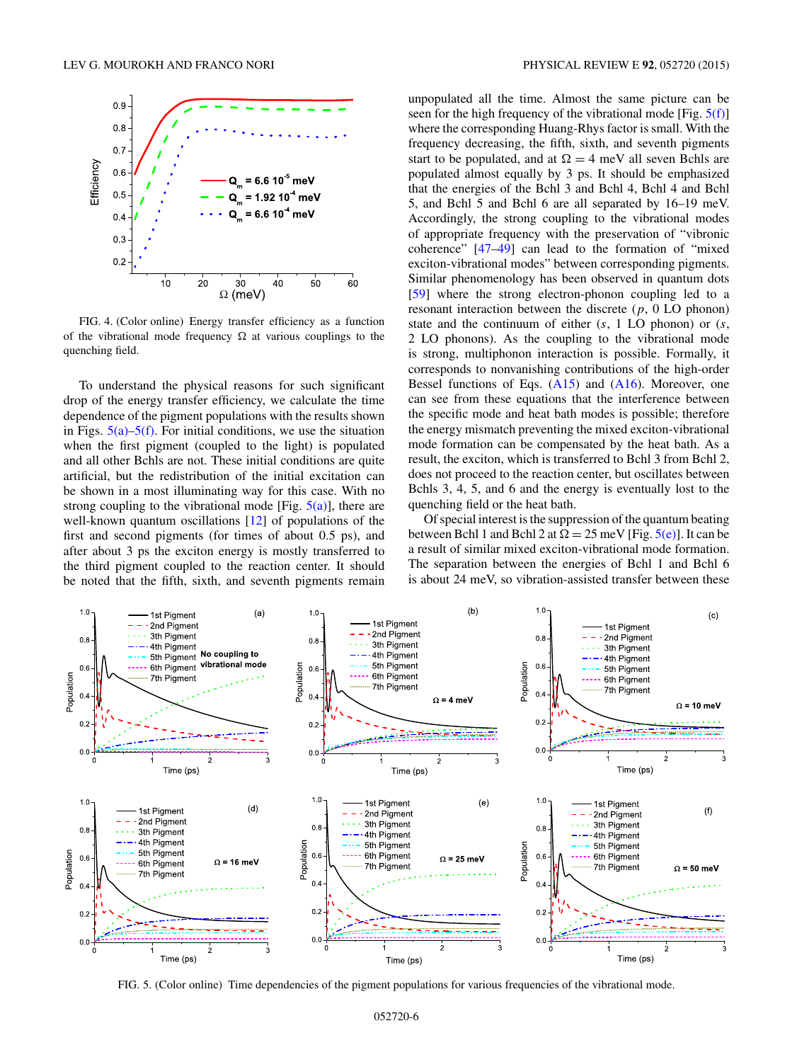FIG. 4. (Color online) Energy transfer efficiency as a function of the vibrational mode frequency $\Omega$ at various couplings to the quenching field.

To understand the physical reasons for such significant drop of the energy transfer efficiency, we calculate the time dependence of the pigment populations with the results shown in Figs. 5(a)–5(f). For initial conditions, we use the situation when the first pigment (coupled to the light) is populated and all other Bchls are not. These initial conditions are quite artificial, but the redistribution of the initial excitation can be shown in a most illuminating way for this case. With no strong coupling to the vibrational mode [Fig. 5(a)], there are well-known quantum oscillations [12] of populations of the first and second pigments (for times of about 0.5 ps), and after about 3 ps the exciton energy is mostly transferred to the third pigment coupled to the reaction center. It should be noted that the fifth, sixth, and seventh pigments remain unpopulated all the time. Almost the same picture can be seen for the high frequency of the vibrational mode [Fig. 5(f)] where the corresponding Huang-Rhys factor is small. With the frequency decreasing, the fifth, sixth, and seventh pigments start to be populated, and at $\Omega = 4$ meV all seven Bchls are populated almost equally by 3 ps. It should be emphasized that the energies of the Bchl 3 and Bchl 4, Bchl 4 and Bchl 5, and Bchl 5 and Bchl 6 are all separated by 16–19 meV. Accordingly, the strong coupling to the vibrational modes of appropriate frequency with the preservation of "vibronic coherence" [47–49] can lead to the formation of "mixed exciton-vibrational modes" between corresponding pigments. Similar phenomenology has been observed in quantum dots [59] where the strong electron-phonon coupling led to a resonant interaction between the discrete ($p$, 0 LO phonon) state and the continuum of either ($s$, 1 LO phonon) or ($s$, 2 LO phonons). As the coupling to the vibrational mode is strong, multiphonon interaction is possible. Formally, it corresponds to nonvanishing contributions of the high-order Bessel functions of Eqs. (A15) and (A16). Moreover, one can see from these equations that the interference between the specific mode and heat bath modes is possible; therefore the energy mismatch preventing the mixed exciton-vibrational mode formation can be compensated by the heat bath. As a result, the exciton, which is transferred to Bchl 3 from Bchl 2, does not proceed to the reaction center, but oscillates between Bchls 3, 4, 5, and 6 and the energy is eventually lost to the quenching field or the heat bath.

Of special interest is the suppression of the quantum beating between Bchl 1 and Bchl 2 at $\Omega = 25$ meV [Fig. 5(e)]. It can be a result of similar mixed exciton-vibrational mode formation. The separation between the energies of Bchl 1 and Bchl 6 is about 24 meV, so vibration-assisted transfer between these

FIG. 5. (Color online) Time dependencies of the pigment populations for various frequencies of the vibrational mode.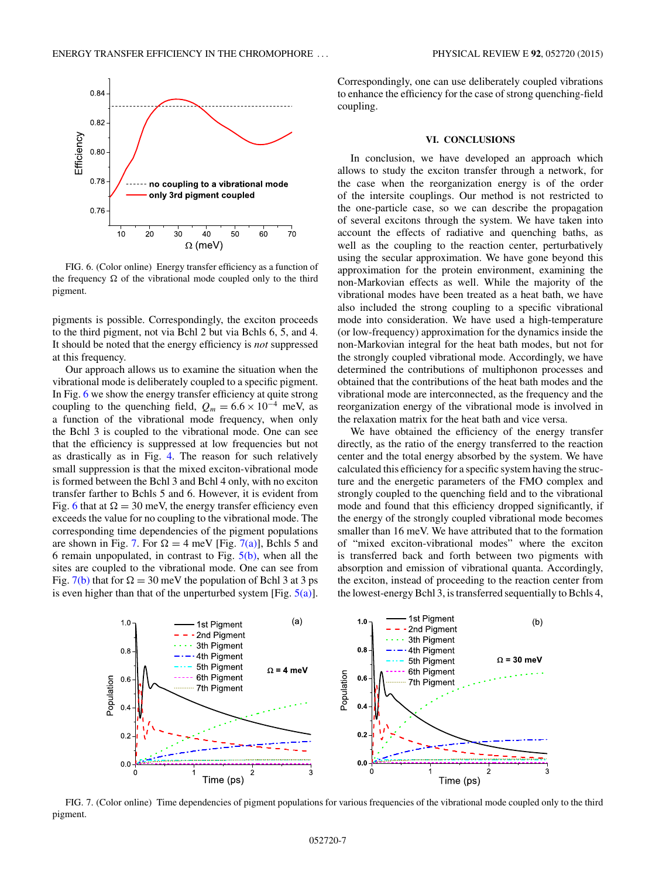FIG. 6. (Color online) Energy transfer efficiency as a function of the frequency $\Omega$ of the vibrational mode coupled only to the third pigment.

pigments is possible. Correspondingly, the exciton proceeds to the third pigment, not via Bchl 2 but via Bchls 6, 5, and 4. It should be noted that the energy efficiency is *not* suppressed at this frequency.

Our approach allows us to examine the situation when the vibrational mode is deliberately coupled to a specific pigment. In Fig. 6 we show the energy transfer efficiency at quite strong coupling to the quenching field, $Q_m = 6.6 \times 10^{-4}$ meV, as a function of the vibrational mode frequency, when only the Bchl 3 is coupled to the vibrational mode. One can see that the efficiency is suppressed at low frequencies but not as drastically as in Fig. 4. The reason for such relatively small suppression is that the mixed exciton-vibrational mode is formed between the Bchl 3 and Bchl 4 only, with no exciton transfer farther to Bchls 5 and 6. However, it is evident from Fig. 6 that at $\Omega = 30$ meV, the energy transfer efficiency even exceeds the value for no coupling to the vibrational mode. The corresponding time dependencies of the pigment populations are shown in Fig. 7. For $\Omega = 4$ meV [Fig. 7(a)], Bchls 5 and 6 remain unpopulated, in contrast to Fig. 5(b), when all the sites are coupled to the vibrational mode. One can see from Fig. 7(b) that for $\Omega = 30$ meV the population of Bchl 3 at 3 ps is even higher than that of the unperturbed system [Fig. 5(a)]. Correspondingly, one can use deliberately coupled vibrations to enhance the efficiency for the case of strong quenching-field coupling.

## VI. CONCLUSIONS

In conclusion, we have developed an approach which allows to study the exciton transfer through a network, for the case when the reorganization energy is of the order of the intersite couplings. Our method is not restricted to the one-particle case, so we can describe the propagation of several excitons through the system. We have taken into account the effects of radiative and quenching baths, as well as the coupling to the reaction center, perturbatively using the secular approximation. We have gone beyond this approximation for the protein environment, examining the non-Markovian effects as well. While the majority of the vibrational modes have been treated as a heat bath, we have also included the strong coupling to a specific vibrational mode into consideration. We have used a high-temperature (or low-frequency) approximation for the dynamics inside the non-Markovian integral for the heat bath modes, but not for the strongly coupled vibrational mode. Accordingly, we have determined the contributions of multiphonon processes and obtained that the contributions of the heat bath modes and the vibrational mode are interconnected, as the frequency and the reorganization energy of the vibrational mode is involved in the relaxation matrix for the heat bath and vice versa.

We have obtained the efficiency of the energy transfer directly, as the ratio of the energy transferred to the reaction center and the total energy absorbed by the system. We have calculated this efficiency for a specific system having the structure and the energetic parameters of the FMO complex and strongly coupled to the quenching field and to the vibrational mode and found that this efficiency dropped significantly, if the energy of the strongly coupled vibrational mode becomes smaller than 16 meV. We have attributed that to the formation of "mixed exciton-vibrational modes" where the exciton is transferred back and forth between two pigments with absorption and emission of vibrational quanta. Accordingly, the exciton, instead of proceeding to the reaction center from the lowest-energy Bchl 3, is transferred sequentially to Bchls 4,

FIG. 7. (Color online) Time dependencies of pigment populations for various frequencies of the vibrational mode coupled only to the third pigment.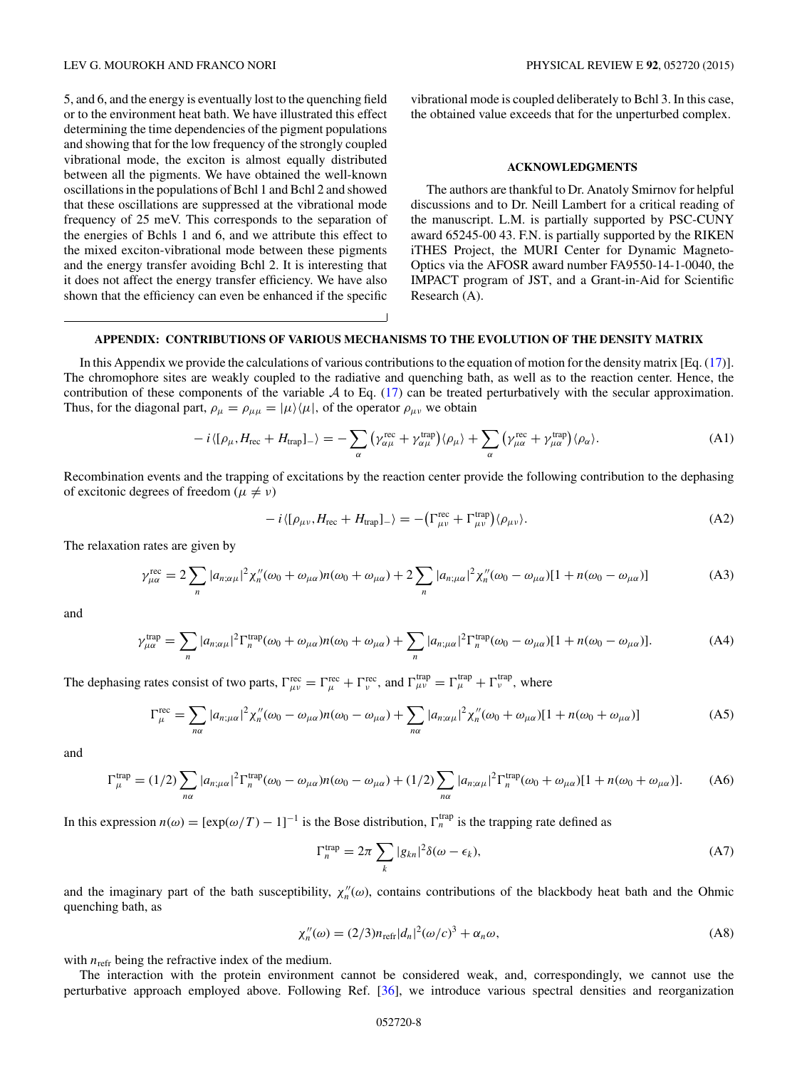5, and 6, and the energy is eventually lost to the quenching field or to the environment heat bath. We have illustrated this effect determining the time dependencies of the pigment populations and showing that for the low frequency of the strongly coupled vibrational mode, the exciton is almost equally distributed between all the pigments. We have obtained the well-known oscillations in the populations of Bchl 1 and Bchl 2 and showed that these oscillations are suppressed at the vibrational mode frequency of 25 meV. This corresponds to the separation of the energies of Bchls 1 and 6, and we attribute this effect to the mixed exciton-vibrational mode between these pigments and the energy transfer avoiding Bchl 2. It is interesting that it does not affect the energy transfer efficiency. We have also shown that the efficiency can even be enhanced if the specific vibrational mode is coupled deliberately to Bchl 3. In this case, the obtained value exceeds that for the unperturbed complex.

## ACKNOWLEDGMENTS

The authors are thankful to Dr. Anatoly Smirnov for helpful discussions and to Dr. Neill Lambert for a critical reading of the manuscript. L.M. is partially supported by PSC-CUNY award 65245-00 43. F.N. is partially supported by the RIKEN iTHES Project, the MURI Center for Dynamic Magneto-Optics via the AFOSR award number FA9550-14-1-0040, the IMPACT program of JST, and a Grant-in-Aid for Scientific Research (A).

## APPENDIX: CONTRIBUTIONS OF VARIOUS MECHANISMS TO THE EVOLUTION OF THE DENSITY MATRIX

In this Appendix we provide the calculations of various contributions to the equation of motion for the density matrix [Eq. (17)]. The chromophore sites are weakly coupled to the radiative and quenching bath, as well as to the reaction center. Hence, the contribution of these components of the variable $\mathcal{A}$ to Eq. (17) can be treated perturbatively with the secular approximation. Thus, for the diagonal part, $\rho_\mu = \rho_{\mu\mu} = |\mu\rangle\langle\mu|$, of the operator $\rho_{\mu\nu}$ we obtain

$$-i\langle[\rho_\mu, H_{\rm rec} + H_{\rm trap}]_-\rangle = -\sum_\alpha \left(\gamma^{\rm rec}_{\alpha\mu} + \gamma^{\rm trap}_{\alpha\mu}\right)\langle\rho_\mu\rangle + \sum_\alpha \left(\gamma^{\rm rec}_{\mu\alpha} + \gamma^{\rm trap}_{\mu\alpha}\right)\langle\rho_\alpha\rangle. \tag{A1}$$

Recombination events and the trapping of excitations by the reaction center provide the following contribution to the dephasing of excitonic degrees of freedom ($\mu \neq \nu$)

$$-i\langle[\rho_{\mu\nu}, H_{\rm rec} + H_{\rm trap}]_-\rangle = -\left(\Gamma^{\rm rec}_{\mu\nu} + \Gamma^{\rm trap}_{\mu\nu}\right)\langle\rho_{\mu\nu}\rangle. \tag{A2}$$

The relaxation rates are given by

$$\gamma^{\rm rec}_{\mu\alpha} = 2\sum_n |a_{n;\alpha\mu}|^2\chi''_n(\omega_0 + \omega_{\mu\alpha})n(\omega_0 + \omega_{\mu\alpha}) + 2\sum_n |a_{n;\mu\alpha}|^2\chi''_n(\omega_0 - \omega_{\mu\alpha})[1 + n(\omega_0 - \omega_{\mu\alpha})] \tag{A3}$$

and

$$\gamma^{\rm trap}_{\mu\alpha} = \sum_n |a_{n;\alpha\mu}|^2\Gamma^{\rm trap}_n(\omega_0 + \omega_{\mu\alpha})n(\omega_0 + \omega_{\mu\alpha}) + \sum_n |a_{n;\mu\alpha}|^2\Gamma^{\rm trap}_n(\omega_0 - \omega_{\mu\alpha})[1 + n(\omega_0 - \omega_{\mu\alpha})]. \tag{A4}$$

The dephasing rates consist of two parts, $\Gamma^{\rm rec}_{\mu\nu} = \Gamma^{\rm rec}_\mu + \Gamma^{\rm rec}_\nu$, and $\Gamma^{\rm trap}_{\mu\nu} = \Gamma^{\rm trap}_\mu + \Gamma^{\rm trap}_\nu$, where

$$\Gamma^{\rm rec}_\mu = \sum_{n\alpha} |a_{n;\mu\alpha}|^2\chi''_n(\omega_0 - \omega_{\mu\alpha})n(\omega_0 - \omega_{\mu\alpha}) + \sum_{n\alpha} |a_{n;\alpha\mu}|^2\chi''_n(\omega_0 + \omega_{\mu\alpha})[1 + n(\omega_0 + \omega_{\mu\alpha})] \tag{A5}$$

and

$$\Gamma^{\rm trap}_\mu = (1/2)\sum_{n\alpha} |a_{n;\mu\alpha}|^2\Gamma^{\rm trap}_n(\omega_0 - \omega_{\mu\alpha})n(\omega_0 - \omega_{\mu\alpha}) + (1/2)\sum_{n\alpha} |a_{n;\alpha\mu}|^2\Gamma^{\rm trap}_n(\omega_0 + \omega_{\mu\alpha})[1 + n(\omega_0 + \omega_{\mu\alpha})]. \tag{A6}$$

In this expression $n(\omega) = [\exp(\omega/T) - 1]^{-1}$ is the Bose distribution, $\Gamma^{\rm trap}_n$ is the trapping rate defined as

$$\Gamma^{\rm trap}_n = 2\pi\sum_k |g_{kn}|^2\delta(\omega - \epsilon_k), \tag{A7}$$

and the imaginary part of the bath susceptibility, $\chi''_n(\omega)$, contains contributions of the blackbody heat bath and the Ohmic quenching bath, as

$$\chi''_n(\omega) = (2/3)n_{\rm refr}|d_n|^2(\omega/c)^3 + \alpha_n\omega, \tag{A8}$$

with $n_{\rm refr}$ being the refractive index of the medium.

The interaction with the protein environment cannot be considered weak, and, correspondingly, we cannot use the perturbative approach employed above. Following Ref. [36], we introduce various spectral densities and reorganization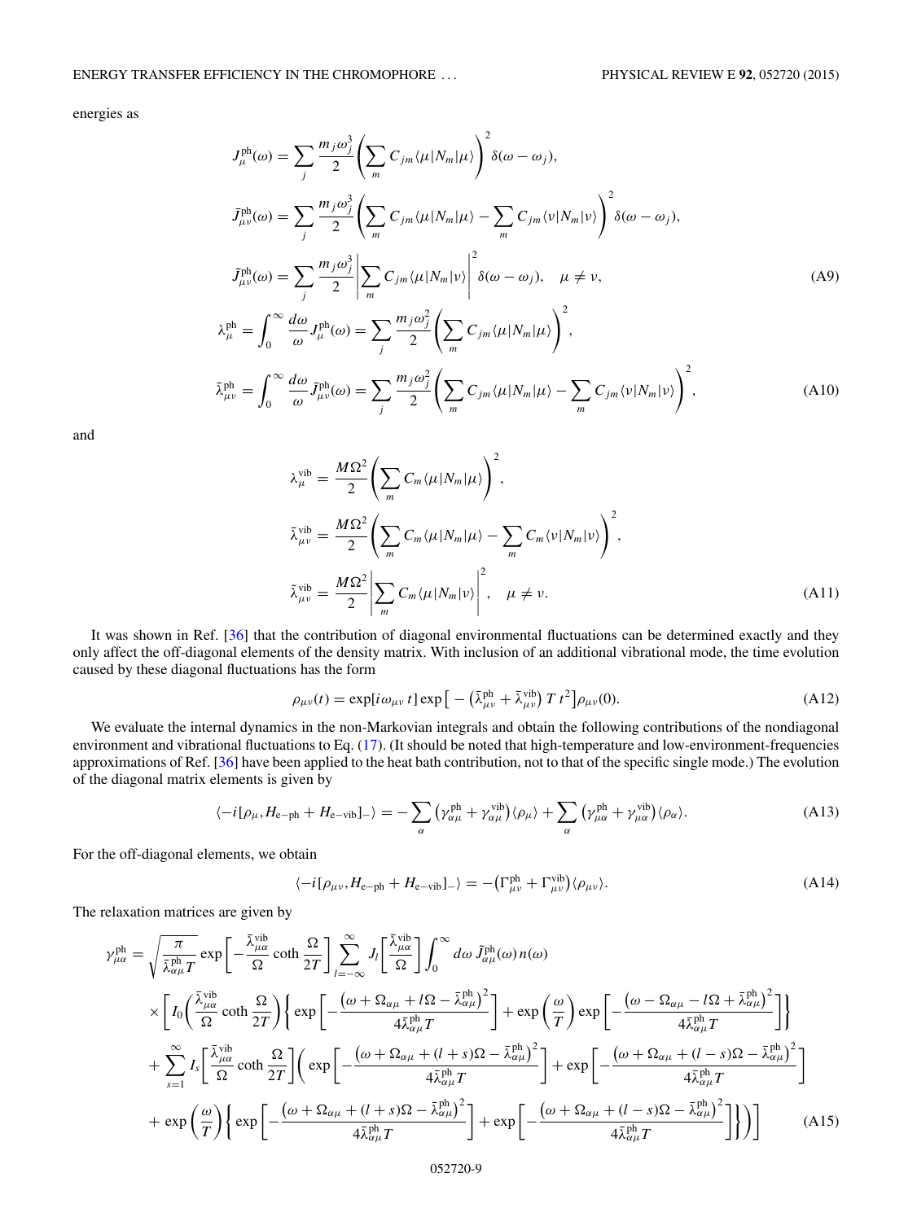energies as

$$
\begin{aligned}
J^{\rm ph}_{\mu}(\omega) &= \sum_j \frac{m_j\omega_j^3}{2}\left(\sum_m C_{jm}\langle\mu|N_m|\mu\rangle\right)^2\delta(\omega-\omega_j),\\
\bar{J}^{\rm ph}_{\mu\nu}(\omega) &= \sum_j \frac{m_j\omega_j^3}{2}\left(\sum_m C_{jm}\langle\mu|N_m|\mu\rangle-\sum_m C_{jm}\langle\nu|N_m|\nu\rangle\right)^2\delta(\omega-\omega_j),\\
\tilde{J}^{\rm ph}_{\mu\nu}(\omega) &= \sum_j \frac{m_j\omega_j^3}{2}\left|\sum_m C_{jm}\langle\mu|N_m|\nu\rangle\right|^2\delta(\omega-\omega_j),\quad \mu\neq\nu,
\end{aligned}
\tag{A9}
$$

$$
\begin{aligned}
\lambda^{\rm ph}_{\mu} &= \int_0^\infty \frac{d\omega}{\omega}J^{\rm ph}_{\mu}(\omega) = \sum_j \frac{m_j\omega_j^2}{2}\left(\sum_m C_{jm}\langle\mu|N_m|\mu\rangle\right)^2,\\
\bar{\lambda}^{\rm ph}_{\mu\nu} &= \int_0^\infty \frac{d\omega}{\omega}\bar{J}^{\rm ph}_{\mu\nu}(\omega) = \sum_j \frac{m_j\omega_j^2}{2}\left(\sum_m C_{jm}\langle\mu|N_m|\mu\rangle-\sum_m C_{jm}\langle\nu|N_m|\nu\rangle\right)^2,
\end{aligned}
\tag{A10}
$$

and

$$
\begin{aligned}
\lambda^{\rm vib}_{\mu} &= \frac{M\Omega^2}{2}\left(\sum_m C_m\langle\mu|N_m|\mu\rangle\right)^2,\\
\bar{\lambda}^{\rm vib}_{\mu\nu} &= \frac{M\Omega^2}{2}\left(\sum_m C_m\langle\mu|N_m|\mu\rangle-\sum_m C_m\langle\nu|N_m|\nu\rangle\right)^2,\\
\tilde{\lambda}^{\rm vib}_{\mu\nu} &= \frac{M\Omega^2}{2}\left|\sum_m C_m\langle\mu|N_m|\nu\rangle\right|^2,\quad \mu\neq\nu.
\end{aligned}
\tag{A11}
$$

It was shown in Ref. [36] that the contribution of diagonal environmental fluctuations can be determined exactly and they only affect the off-diagonal elements of the density matrix. With inclusion of an additional vibrational mode, the time evolution caused by these diagonal fluctuations has the form

$$
\rho_{\mu\nu}(t) = \exp[i\omega_{\mu\nu}t]\exp\left[-\left(\bar{\lambda}^{\rm ph}_{\mu\nu}+\bar{\lambda}^{\rm vib}_{\mu\nu}\right)T\,t^2\right]\rho_{\mu\nu}(0). \tag{A12}
$$

We evaluate the internal dynamics in the non-Markovian integrals and obtain the following contributions of the nondiagonal environment and vibrational fluctuations to Eq. (17). (It should be noted that high-temperature and low-environment-frequencies approximations of Ref. [36] have been applied to the heat bath contribution, not to that of the specific single mode.) The evolution of the diagonal matrix elements is given by

$$
\langle -i[\rho_\mu, H_{\rm e-ph}+H_{\rm e-vib}]_-\rangle = -\sum_\alpha\left(\gamma^{\rm ph}_{\alpha\mu}+\gamma^{\rm vib}_{\alpha\mu}\right)\langle\rho_\mu\rangle + \sum_\alpha\left(\gamma^{\rm ph}_{\mu\alpha}+\gamma^{\rm vib}_{\mu\alpha}\right)\langle\rho_\alpha\rangle. \tag{A13}
$$

For the off-diagonal elements, we obtain

$$
\langle -i[\rho_{\mu\nu}, H_{\rm e-ph}+H_{\rm e-vib}]_-\rangle = -\left(\Gamma^{\rm ph}_{\mu\nu}+\Gamma^{\rm vib}_{\mu\nu}\right)\langle\rho_{\mu\nu}\rangle. \tag{A14}
$$

The relaxation matrices are given by

$$
\begin{aligned}
\gamma^{\rm ph}_{\mu\alpha} = &\sqrt{\frac{\pi}{\bar{\lambda}^{\rm ph}_{\alpha\mu}T}}\exp\left[-\frac{\bar{\lambda}^{\rm vib}_{\mu\alpha}}{\Omega}\coth\frac{\Omega}{2T}\right]\sum_{l=-\infty}^{\infty}J_l\left[\frac{\bar{\lambda}^{\rm vib}_{\mu\alpha}}{\Omega}\right]\int_0^\infty d\omega\,\tilde{J}^{\rm ph}_{\alpha\mu}(\omega)\,n(\omega)\\
&\times\Bigg[I_0\left(\frac{\bar{\lambda}^{\rm vib}_{\mu\alpha}}{\Omega}\coth\frac{\Omega}{2T}\right)\left\{\exp\left[-\frac{\left(\omega+\Omega_{\alpha\mu}+l\Omega-\bar{\lambda}^{\rm ph}_{\alpha\mu}\right)^2}{4\bar{\lambda}^{\rm ph}_{\alpha\mu}T}\right]+\exp\left(\frac{\omega}{T}\right)\exp\left[-\frac{\left(\omega-\Omega_{\alpha\mu}-l\Omega+\bar{\lambda}^{\rm ph}_{\alpha\mu}\right)^2}{4\bar{\lambda}^{\rm ph}_{\alpha\mu}T}\right]\right\}\\
&+\sum_{s=1}^{\infty}I_s\left[\frac{\bar{\lambda}^{\rm vib}_{\mu\alpha}}{\Omega}\coth\frac{\Omega}{2T}\right]\Bigg(\exp\left[-\frac{\left(\omega+\Omega_{\alpha\mu}+(l+s)\Omega-\bar{\lambda}^{\rm ph}_{\alpha\mu}\right)^2}{4\bar{\lambda}^{\rm ph}_{\alpha\mu}T}\right]+\exp\left[-\frac{\left(\omega+\Omega_{\alpha\mu}+(l-s)\Omega-\bar{\lambda}^{\rm ph}_{\alpha\mu}\right)^2}{4\bar{\lambda}^{\rm ph}_{\alpha\mu}T}\right]\\
&+\exp\left(\frac{\omega}{T}\right)\left\{\exp\left[-\frac{\left(\omega+\Omega_{\alpha\mu}+(l+s)\Omega-\bar{\lambda}^{\rm ph}_{\alpha\mu}\right)^2}{4\bar{\lambda}^{\rm ph}_{\alpha\mu}T}\right]+\exp\left[-\frac{\left(\omega+\Omega_{\alpha\mu}+(l-s)\Omega-\bar{\lambda}^{\rm ph}_{\alpha\mu}\right)^2}{4\bar{\lambda}^{\rm ph}_{\alpha\mu}T}\right]\right\}\Bigg)\Bigg]
\end{aligned}
\tag{A15}
$$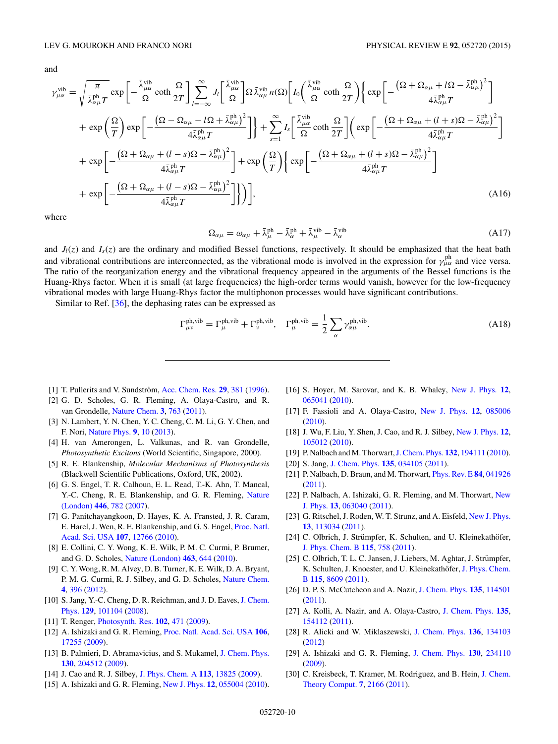and

$$
\gamma_{\mu\alpha}^{\text{vib}} = \sqrt{\frac{\pi}{\bar{\lambda}_{\alpha\mu}^{\text{ph}} T}} \exp\left[-\frac{\bar{\lambda}_{\mu\alpha}^{\text{vib}}}{\Omega}\coth\frac{\Omega}{2T}\right] \sum_{l=-\infty}^{\infty} J_l\left[\frac{\bar{\lambda}_{\mu\alpha}^{\text{vib}}}{\Omega}\right] \Omega\, \bar{\lambda}_{\alpha\mu}^{\text{vib}}\, n(\Omega) \left[ I_0\left(\frac{\bar{\lambda}_{\mu\alpha}^{\text{vib}}}{\Omega}\coth\frac{\Omega}{2T}\right) \left\{ \exp\left[-\frac{\left(\Omega + \Omega_{\alpha\mu} + l\Omega - \bar{\lambda}_{\alpha\mu}^{\text{ph}}\right)^2}{4\bar{\lambda}_{\alpha\mu}^{\text{ph}} T}\right] \right.\right.
$$
$$
+ \exp\left(\frac{\Omega}{T}\right) \exp\left[-\frac{\left(\Omega - \Omega_{\alpha\mu} - l\Omega + \bar{\lambda}_{\alpha\mu}^{\text{ph}}\right)^2}{4\bar{\lambda}_{\alpha\mu}^{\text{ph}} T}\right] \Bigg\} + \sum_{s=1}^{\infty} I_s\left[\frac{\bar{\lambda}_{\mu\alpha}^{\text{vib}}}{\Omega}\coth\frac{\Omega}{2T}\right] \left( \exp\left[-\frac{\left(\Omega + \Omega_{\alpha\mu} + (l+s)\Omega - \bar{\lambda}_{\alpha\mu}^{\text{ph}}\right)^2}{4\bar{\lambda}_{\alpha\mu}^{\text{ph}} T}\right] \right.
$$
$$
+ \exp\left[-\frac{\left(\Omega + \Omega_{\alpha\mu} + (l-s)\Omega - \bar{\lambda}_{\alpha\mu}^{\text{ph}}\right)^2}{4\bar{\lambda}_{\alpha\mu}^{\text{ph}} T}\right] + \exp\left(\frac{\Omega}{T}\right) \left\{ \exp\left[-\frac{\left(\Omega + \Omega_{\alpha\mu} + (l+s)\Omega - \bar{\lambda}_{\alpha\mu}^{\text{ph}}\right)^2}{4\bar{\lambda}_{\alpha\mu}^{\text{ph}} T}\right] \right.
$$
$$
\left.\left.\left. + \exp\left[-\frac{\left(\Omega + \Omega_{\alpha\mu} + (l-s)\Omega - \bar{\lambda}_{\alpha\mu}^{\text{ph}}\right)^2}{4\bar{\lambda}_{\alpha\mu}^{\text{ph}} T}\right] \right\}\right)\right], \tag{A16}
$$

where

$$
\Omega_{\alpha\mu} = \omega_{\alpha\mu} + \bar{\lambda}_{\mu}^{\text{ph}} - \bar{\lambda}_{\alpha}^{\text{ph}} + \bar{\lambda}_{\mu}^{\text{vib}} - \bar{\lambda}_{\alpha}^{\text{vib}} \tag{A17}
$$

and $J_l(z)$ and $I_s(z)$ are the ordinary and modified Bessel functions, respectively. It should be emphasized that the heat bath and vibrational contributions are interconnected, as the vibrational mode is involved in the expression for $\gamma_{\mu\alpha}^{\text{ph}}$ and vice versa. The ratio of the reorganization energy and the vibrational frequency appeared in the arguments of the Bessel functions is the Huang-Rhys factor. When it is small (at large frequencies) the high-order terms would vanish, however for the low-frequency vibrational modes with large Huang-Rhys factor the multiphonon processes would have significant contributions.

Similar to Ref. [36], the dephasing rates can be expressed as

$$
\Gamma_{\mu\nu}^{\text{ph,vib}} = \Gamma_{\mu}^{\text{ph,vib}} + \Gamma_{\nu}^{\text{ph,vib}}, \quad \Gamma_{\mu}^{\text{ph,vib}} = \frac{1}{2}\sum_{\alpha} \gamma_{\alpha\mu}^{\text{ph,vib}}. \tag{A18}
$$

---

[1] T. Pullerits and V. Sundström, Acc. Chem. Res. **29**, 381 (1996).
[2] G. D. Scholes, G. R. Fleming, A. Olaya-Castro, and R. van Grondelle, Nature Chem. **3**, 763 (2011).
[3] N. Lambert, Y. N. Chen, Y. C. Cheng, C. M. Li, G. Y. Chen, and F. Nori, Nature Phys. **9**, 10 (2013).
[4] H. van Amerongen, L. Valkunas, and R. van Grondelle, *Photosynthetic Excitons* (World Scientific, Singapore, 2000).
[5] R. E. Blankenship, *Molecular Mechanisms of Photosynthesis* (Blackwell Scientific Publications, Oxford, UK, 2002).
[6] G. S. Engel, T. R. Calhoun, E. L. Read, T.-K. Ahn, T. Mancal, Y.-C. Cheng, R. E. Blankenship, and G. R. Fleming, Nature (London) **446**, 782 (2007).
[7] G. Panitchayangkoon, D. Hayes, K. A. Fransted, J. R. Caram, E. Harel, J. Wen, R. E. Blankenship, and G. S. Engel, Proc. Natl. Acad. Sci. USA **107**, 12766 (2010).
[8] E. Collini, C. Y. Wong, K. E. Wilk, P. M. C. Curmi, P. Brumer, and G. D. Scholes, Nature (London) **463**, 644 (2010).
[9] C. Y. Wong, R. M. Alvey, D. B. Turner, K. E. Wilk, D. A. Bryant, P. M. G. Curmi, R. J. Silbey, and G. D. Scholes, Nature Chem. **4**, 396 (2012).
[10] S. Jang, Y.-C. Cheng, D. R. Reichman, and J. D. Eaves, J. Chem. Phys. **129**, 101104 (2008).
[11] T. Renger, Photosynth. Res. **102**, 471 (2009).
[12] A. Ishizaki and G. R. Fleming, Proc. Natl. Acad. Sci. USA **106**, 17255 (2009).
[13] B. Palmieri, D. Abramavicius, and S. Mukamel, J. Chem. Phys. **130**, 204512 (2009).
[14] J. Cao and R. J. Silbey, J. Phys. Chem. A **113**, 13825 (2009).
[15] A. Ishizaki and G. R. Fleming, New J. Phys. **12**, 055004 (2010).
[16] S. Hoyer, M. Sarovar, and K. B. Whaley, New J. Phys. **12**, 065041 (2010).
[17] F. Fassioli and A. Olaya-Castro, New J. Phys. **12**, 085006 (2010).
[18] J. Wu, F. Liu, Y. Shen, J. Cao, and R. J. Silbey, New J. Phys. **12**, 105012 (2010).
[19] P. Nalbach and M. Thorwart, J. Chem. Phys. **132**, 194111 (2010).
[20] S. Jang, J. Chem. Phys. **135**, 034105 (2011).
[21] P. Nalbach, D. Braun, and M. Thorwart, Phys. Rev. E **84**, 041926 (2011).
[22] P. Nalbach, A. Ishizaki, G. R. Fleming, and M. Thorwart, New J. Phys. **13**, 063040 (2011).
[23] G. Ritschel, J. Roden, W. T. Strunz, and A. Eisfeld, New J. Phys. **13**, 113034 (2011).
[24] C. Olbrich, J. Strümpfer, K. Schulten, and U. Kleinekathöfer, J. Phys. Chem. B **115**, 758 (2011).
[25] C. Olbrich, T. L. C. Jansen, J. Liebers, M. Aghtar, J. Strümpfer, K. Schulten, J. Knoester, and U. Kleinekathöfer, J. Phys. Chem. B **115**, 8609 (2011).
[26] D. P. S. McCutcheon and A. Nazir, J. Chem. Phys. **135**, 114501 (2011).
[27] A. Kolli, A. Nazir, and A. Olaya-Castro, J. Chem. Phys. **135**, 154112 (2011).
[28] R. Alicki and W. Miklaszewski, J. Chem. Phys. **136**, 134103 (2012).
[29] A. Ishizaki and G. R. Fleming, J. Chem. Phys. **130**, 234110 (2009).
[30] C. Kreisbeck, T. Kramer, M. Rodriguez, and B. Hein, J. Chem. Theory Comput. **7**, 2166 (2011).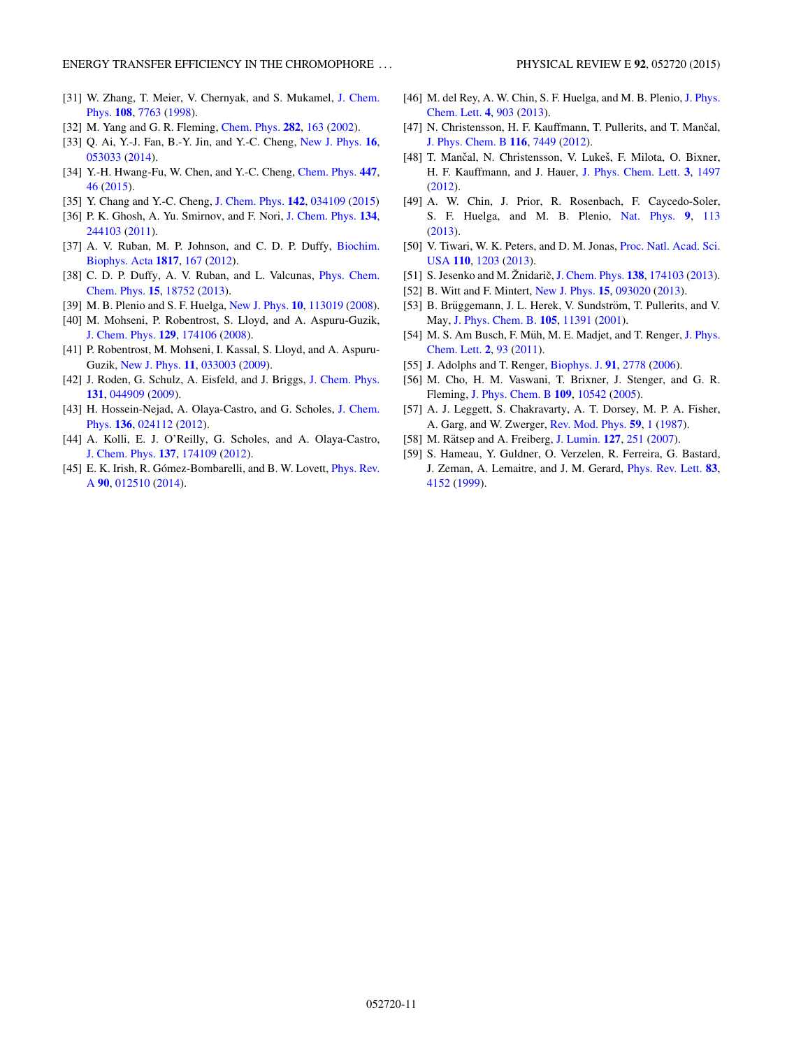[31] W. Zhang, T. Meier, V. Chernyak, and S. Mukamel, J. Chem. Phys. **108**, 7763 (1998).

[32] M. Yang and G. R. Fleming, Chem. Phys. **282**, 163 (2002).

[33] Q. Ai, Y.-J. Fan, B.-Y. Jin, and Y.-C. Cheng, New J. Phys. **16**, 053033 (2014).

[34] Y.-H. Hwang-Fu, W. Chen, and Y.-C. Cheng, Chem. Phys. **447**, 46 (2015).

[35] Y. Chang and Y.-C. Cheng, J. Chem. Phys. **142**, 034109 (2015)

[36] P. K. Ghosh, A. Yu. Smirnov, and F. Nori, J. Chem. Phys. **134**, 244103 (2011).

[37] A. V. Ruban, M. P. Johnson, and C. D. P. Duffy, Biochim. Biophys. Acta **1817**, 167 (2012).

[38] C. D. P. Duffy, A. V. Ruban, and L. Valcunas, Phys. Chem. Chem. Phys. **15**, 18752 (2013).

[39] M. B. Plenio and S. F. Huelga, New J. Phys. **10**, 113019 (2008).

[40] M. Mohseni, P. Robentrost, S. Lloyd, and A. Aspuru-Guzik, J. Chem. Phys. **129**, 174106 (2008).

[41] P. Robentrost, M. Mohseni, I. Kassal, S. Lloyd, and A. Aspuru-Guzik, New J. Phys. **11**, 033003 (2009).

[42] J. Roden, G. Schulz, A. Eisfeld, and J. Briggs, J. Chem. Phys. **131**, 044909 (2009).

[43] H. Hossein-Nejad, A. Olaya-Castro, and G. Scholes, J. Chem. Phys. **136**, 024112 (2012).

[44] A. Kolli, E. J. O'Reilly, G. Scholes, and A. Olaya-Castro, J. Chem. Phys. **137**, 174109 (2012).

[45] E. K. Irish, R. Gómez-Bombarelli, and B. W. Lovett, Phys. Rev. A **90**, 012510 (2014).

[46] M. del Rey, A. W. Chin, S. F. Huelga, and M. B. Plenio, J. Phys. Chem. Lett. **4**, 903 (2013).

[47] N. Christensson, H. F. Kauffmann, T. Pullerits, and T. Mančal, J. Phys. Chem. B **116**, 7449 (2012).

[48] T. Mančal, N. Christensson, V. Lukeš, F. Milota, O. Bixner, H. F. Kauffmann, and J. Hauer, J. Phys. Chem. Lett. **3**, 1497 (2012).

[49] A. W. Chin, J. Prior, R. Rosenbach, F. Caycedo-Soler, S. F. Huelga, and M. B. Plenio, Nat. Phys. **9**, 113 (2013).

[50] V. Tiwari, W. K. Peters, and D. M. Jonas, Proc. Natl. Acad. Sci. USA **110**, 1203 (2013).

[51] S. Jesenko and M. Žnidarič, J. Chem. Phys. **138**, 174103 (2013).

[52] B. Witt and F. Mintert, New J. Phys. **15**, 093020 (2013).

[53] B. Brüggemann, J. L. Herek, V. Sundström, T. Pullerits, and V. May, J. Phys. Chem. B. **105**, 11391 (2001).

[54] M. S. Am Busch, F. Müh, M. E. Madjet, and T. Renger, J. Phys. Chem. Lett. **2**, 93 (2011).

[55] J. Adolphs and T. Renger, Biophys. J. **91**, 2778 (2006).

[56] M. Cho, H. M. Vaswani, T. Brixner, J. Stenger, and G. R. Fleming, J. Phys. Chem. B **109**, 10542 (2005).

[57] A. J. Leggett, S. Chakravarty, A. T. Dorsey, M. P. A. Fisher, A. Garg, and W. Zwerger, Rev. Mod. Phys. **59**, 1 (1987).

[58] M. Rätsep and A. Freiberg, J. Lumin. **127**, 251 (2007).

[59] S. Hameau, Y. Guldner, O. Verzelen, R. Ferreira, G. Bastard, J. Zeman, A. Lemaitre, and J. M. Gerard, Phys. Rev. Lett. **83**, 4152 (1999).